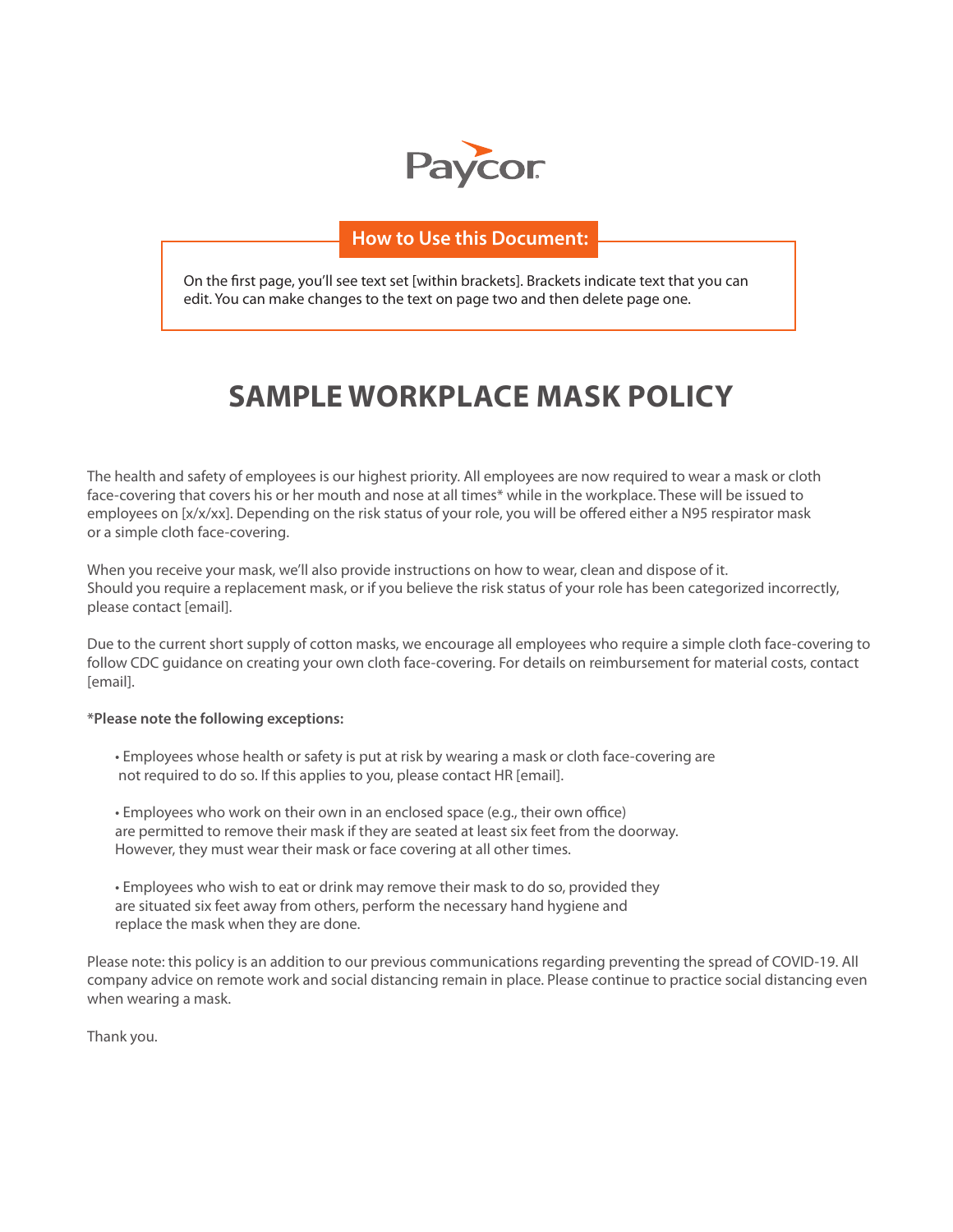Paycor

**How to Use this Document:**

On the first page, you'll see text set [within brackets]. Brackets indicate text that you can edit. You can make changes to the text on page two and then delete page one.

# SAMPLE WORKPLACE MASK POLICY

The health and safety of employees is our highest priority. All employees are now required to wear a mask or cloth face-covering that covers his or her mouth and nose at all times* while in the workplace. These will be issued to employees on [x/x/xx]. Depending on the risk status of your role, you will be offered either a N95 respirator mask or a simple cloth face-covering.

When you receive your mask, we'll also provide instructions on how to wear, clean and dispose of it. Should you require a replacement mask, or if you believe the risk status of your role has been categorized incorrectly, please contact [email].

Due to the current short supply of cotton masks, we encourage all employees who require a simple cloth face-covering to follow CDC guidance on creating your own cloth face-covering. For details on reimbursement for material costs, contact [email].

**\*Please note the following exceptions:**

- Employees whose health or safety is put at risk by wearing a mask or cloth face-covering are not required to do so. If this applies to you, please contact HR [email].
- Employees who work on their own in an enclosed space (e.g., their own office) are permitted to remove their mask if they are seated at least six feet from the doorway. However, they must wear their mask or face covering at all other times.
- Employees who wish to eat or drink may remove their mask to do so, provided they are situated six feet away from others, perform the necessary hand hygiene and replace the mask when they are done.

Please note: this policy is an addition to our previous communications regarding preventing the spread of COVID-19. All company advice on remote work and social distancing remain in place. Please continue to practice social distancing even when wearing a mask.

Thank you.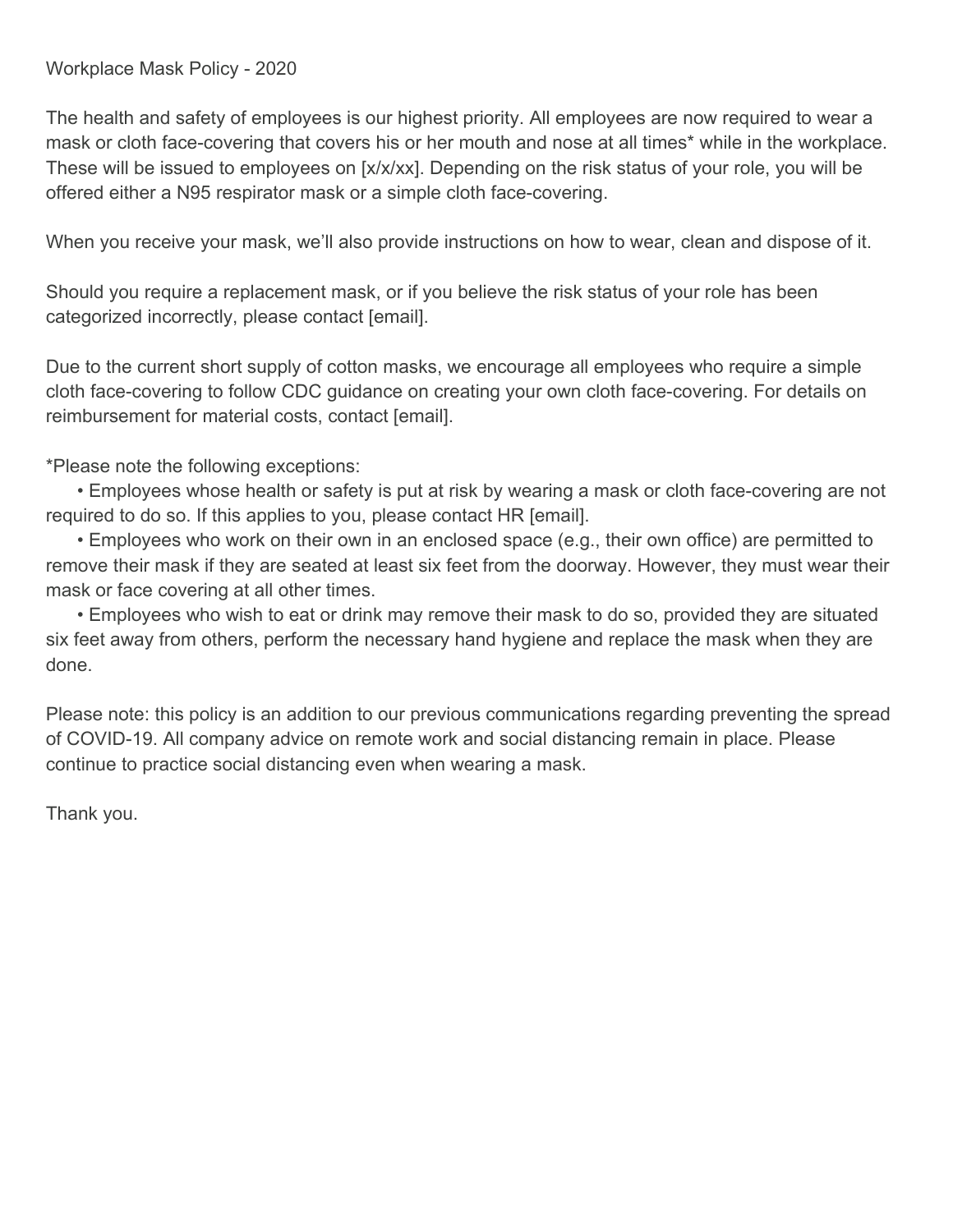Workplace Mask Policy - 2020

The health and safety of employees is our highest priority. All employees are now required to wear a mask or cloth face-covering that covers his or her mouth and nose at all times* while in the workplace. These will be issued to employees on [x/x/xx]. Depending on the risk status of your role, you will be offered either a N95 respirator mask or a simple cloth face-covering.

When you receive your mask, we'll also provide instructions on how to wear, clean and dispose of it.

Should you require a replacement mask, or if you believe the risk status of your role has been categorized incorrectly, please contact [email].

Due to the current short supply of cotton masks, we encourage all employees who require a simple cloth face-covering to follow CDC guidance on creating your own cloth face-covering. For details on reimbursement for material costs, contact [email].

*Please note the following exceptions:

- Employees whose health or safety is put at risk by wearing a mask or cloth face-covering are not required to do so. If this applies to you, please contact HR [email].
- Employees who work on their own in an enclosed space (e.g., their own office) are permitted to remove their mask if they are seated at least six feet from the doorway. However, they must wear their mask or face covering at all other times.
- Employees who wish to eat or drink may remove their mask to do so, provided they are situated six feet away from others, perform the necessary hand hygiene and replace the mask when they are done.

Please note: this policy is an addition to our previous communications regarding preventing the spread of COVID-19. All company advice on remote work and social distancing remain in place. Please continue to practice social distancing even when wearing a mask.

Thank you.